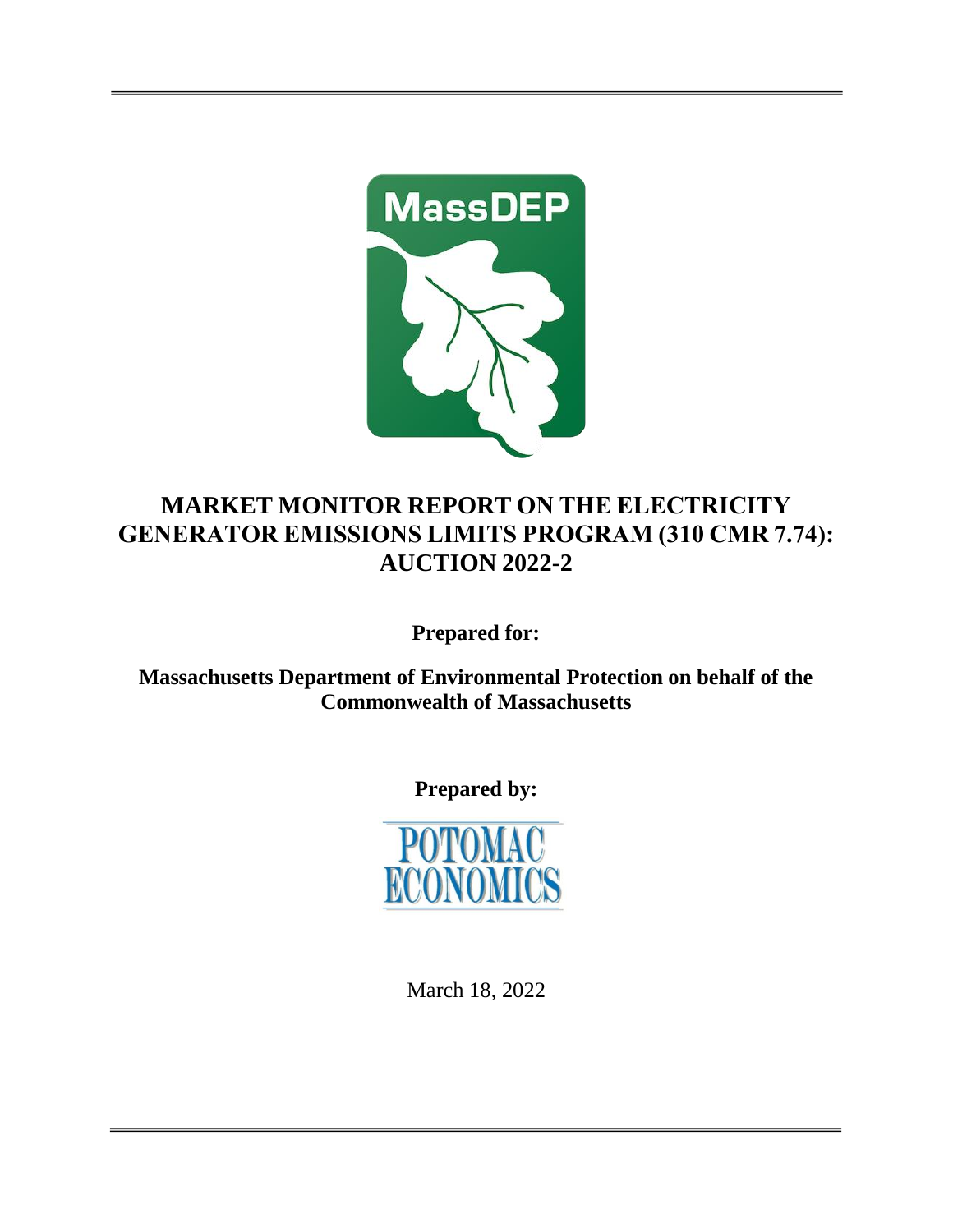# MARKET MONITOR REPORT ON THE ELECTRICITY GENERATOR EMISSIONS LIMITS PROGRAM (310 CMR 7.74): AUCTION 2022-2

**Prepared for:**

**Massachusetts Department of Environmental Protection on behalf of the Commonwealth of Massachusetts**

**Prepared by:**

March 18, 2022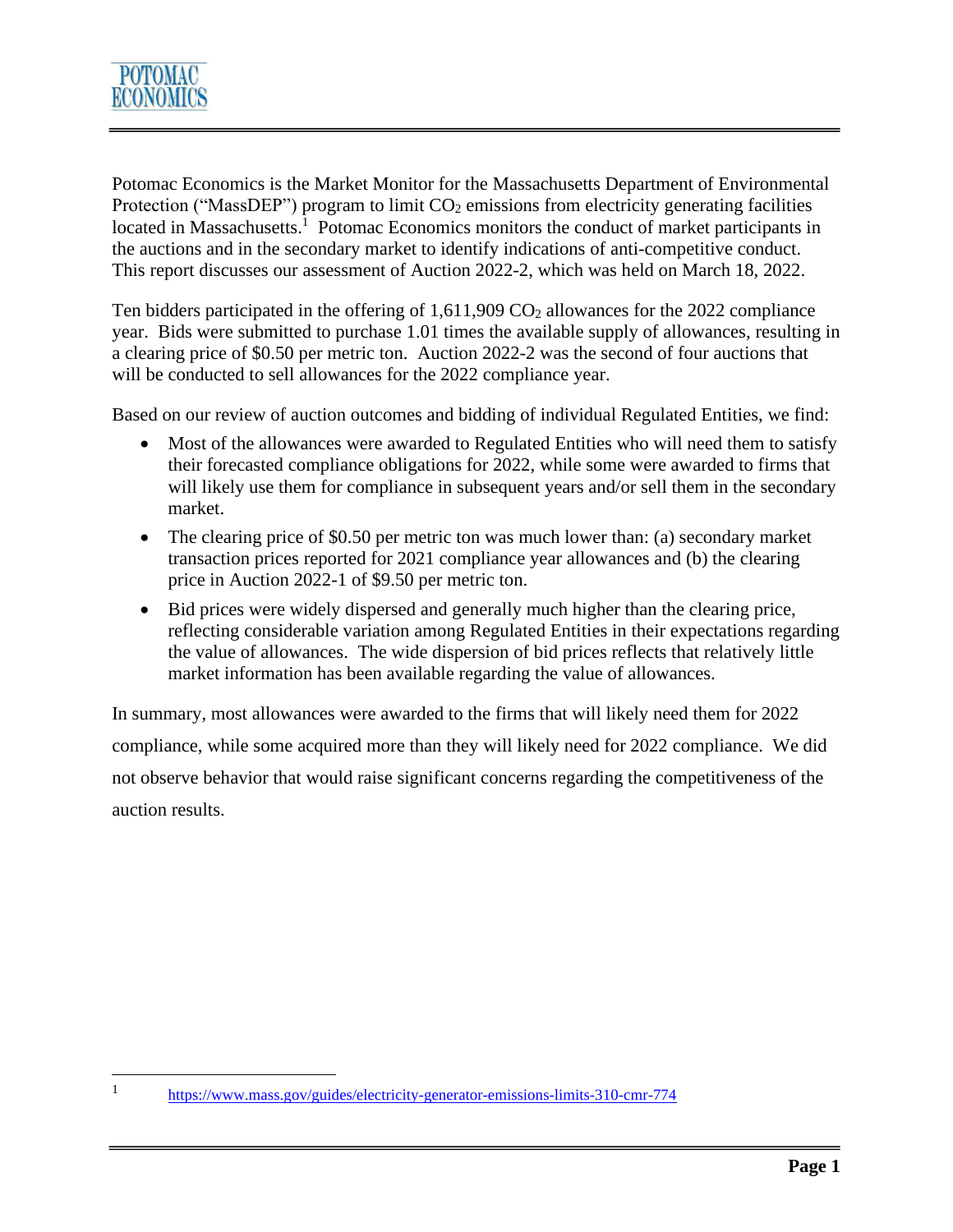Potomac Economics is the Market Monitor for the Massachusetts Department of Environmental Protection ("MassDEP") program to limit $CO_2$ emissions from electricity generating facilities located in Massachusetts.[1] Potomac Economics monitors the conduct of market participants in the auctions and in the secondary market to identify indications of anti-competitive conduct. This report discusses our assessment of Auction 2022-2, which was held on March 18, 2022.

Ten bidders participated in the offering of 1,611,909 $CO_2$ allowances for the 2022 compliance year. Bids were submitted to purchase 1.01 times the available supply of allowances, resulting in a clearing price of $0.50 per metric ton. Auction 2022-2 was the second of four auctions that will be conducted to sell allowances for the 2022 compliance year.

Based on our review of auction outcomes and bidding of individual Regulated Entities, we find:

- Most of the allowances were awarded to Regulated Entities who will need them to satisfy their forecasted compliance obligations for 2022, while some were awarded to firms that will likely use them for compliance in subsequent years and/or sell them in the secondary market.
- The clearing price of $0.50 per metric ton was much lower than: (a) secondary market transaction prices reported for 2021 compliance year allowances and (b) the clearing price in Auction 2022-1 of $9.50 per metric ton.
- Bid prices were widely dispersed and generally much higher than the clearing price, reflecting considerable variation among Regulated Entities in their expectations regarding the value of allowances. The wide dispersion of bid prices reflects that relatively little market information has been available regarding the value of allowances.

In summary, most allowances were awarded to the firms that will likely need them for 2022 compliance, while some acquired more than they will likely need for 2022 compliance. We did not observe behavior that would raise significant concerns regarding the competitiveness of the auction results.

---

[1] https://www.mass.gov/guides/electricity-generator-emissions-limits-310-cmr-774